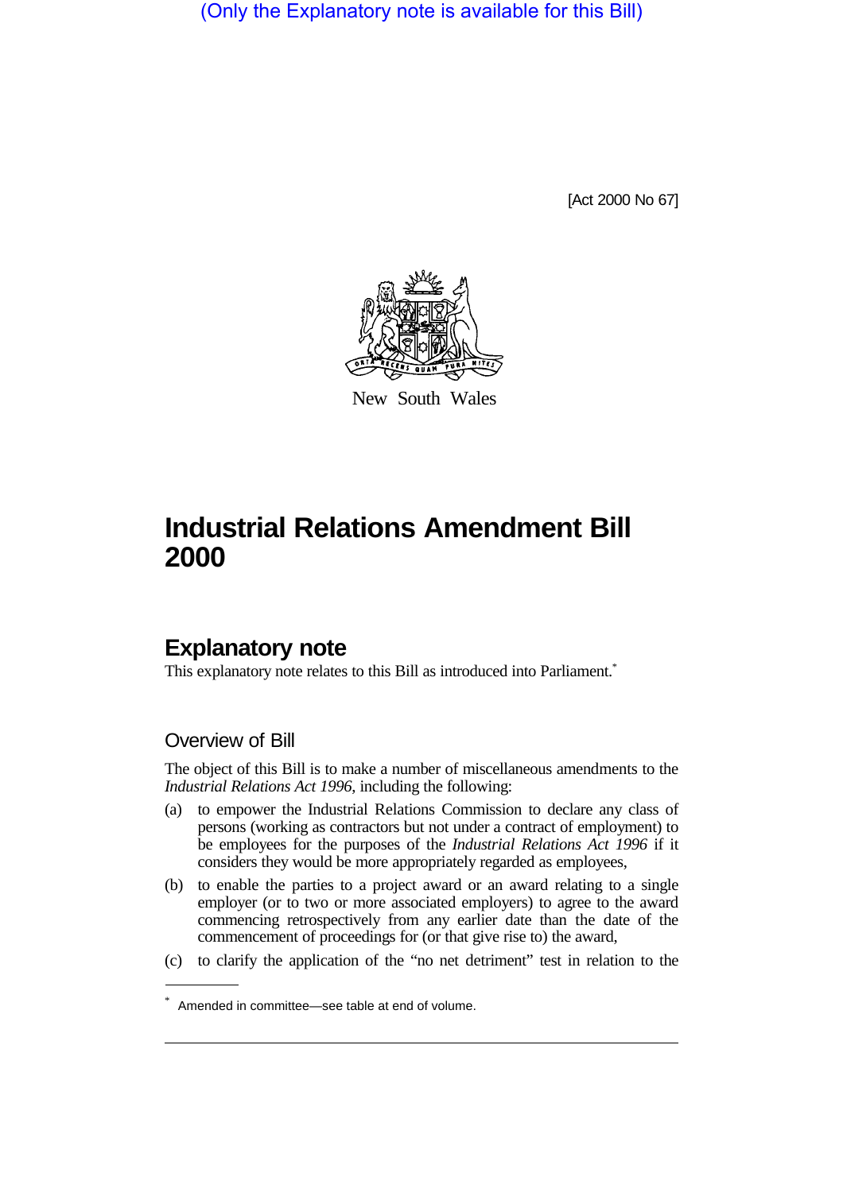(Only the Explanatory note is available for this Bill)

[Act 2000 No 67]

New South Wales

# Industrial Relations Amendment Bill 2000

## Explanatory note

This explanatory note relates to this Bill as introduced into Parliament.*

### Overview of Bill

The object of this Bill is to make a number of miscellaneous amendments to the *Industrial Relations Act 1996*, including the following:

(a) to empower the Industrial Relations Commission to declare any class of persons (working as contractors but not under a contract of employment) to be employees for the purposes of the *Industrial Relations Act 1996* if it considers they would be more appropriately regarded as employees,

(b) to enable the parties to a project award or an award relating to a single employer (or to two or more associated employers) to agree to the award commencing retrospectively from any earlier date than the date of the commencement of proceedings for (or that give rise to) the award,

(c) to clarify the application of the "no net detriment" test in relation to the

* Amended in committee—see table at end of volume.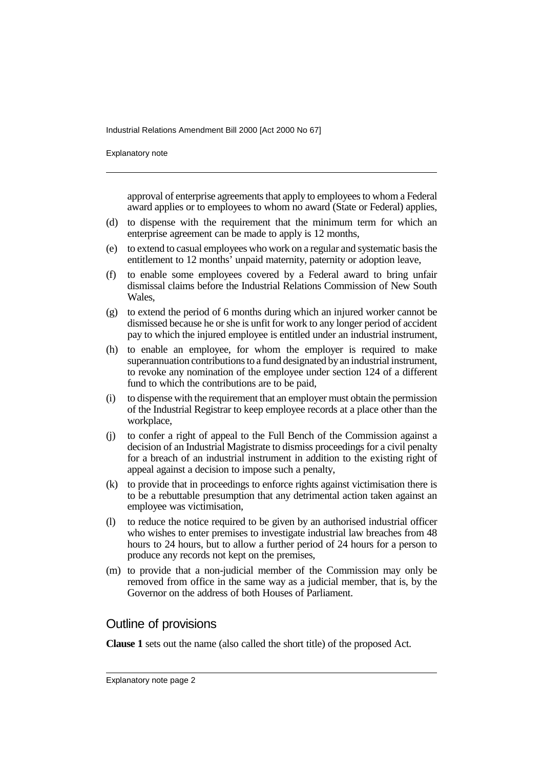approval of enterprise agreements that apply to employees to whom a Federal award applies or to employees to whom no award (State or Federal) applies,

(d) to dispense with the requirement that the minimum term for which an enterprise agreement can be made to apply is 12 months,

(e) to extend to casual employees who work on a regular and systematic basis the entitlement to 12 months' unpaid maternity, paternity or adoption leave,

(f) to enable some employees covered by a Federal award to bring unfair dismissal claims before the Industrial Relations Commission of New South Wales,

(g) to extend the period of 6 months during which an injured worker cannot be dismissed because he or she is unfit for work to any longer period of accident pay to which the injured employee is entitled under an industrial instrument,

(h) to enable an employee, for whom the employer is required to make superannuation contributions to a fund designated by an industrial instrument, to revoke any nomination of the employee under section 124 of a different fund to which the contributions are to be paid,

(i) to dispense with the requirement that an employer must obtain the permission of the Industrial Registrar to keep employee records at a place other than the workplace,

(j) to confer a right of appeal to the Full Bench of the Commission against a decision of an Industrial Magistrate to dismiss proceedings for a civil penalty for a breach of an industrial instrument in addition to the existing right of appeal against a decision to impose such a penalty,

(k) to provide that in proceedings to enforce rights against victimisation there is to be a rebuttable presumption that any detrimental action taken against an employee was victimisation,

(l) to reduce the notice required to be given by an authorised industrial officer who wishes to enter premises to investigate industrial law breaches from 48 hours to 24 hours, but to allow a further period of 24 hours for a person to produce any records not kept on the premises,

(m) to provide that a non-judicial member of the Commission may only be removed from office in the same way as a judicial member, that is, by the Governor on the address of both Houses of Parliament.

## Outline of provisions

**Clause 1** sets out the name (also called the short title) of the proposed Act.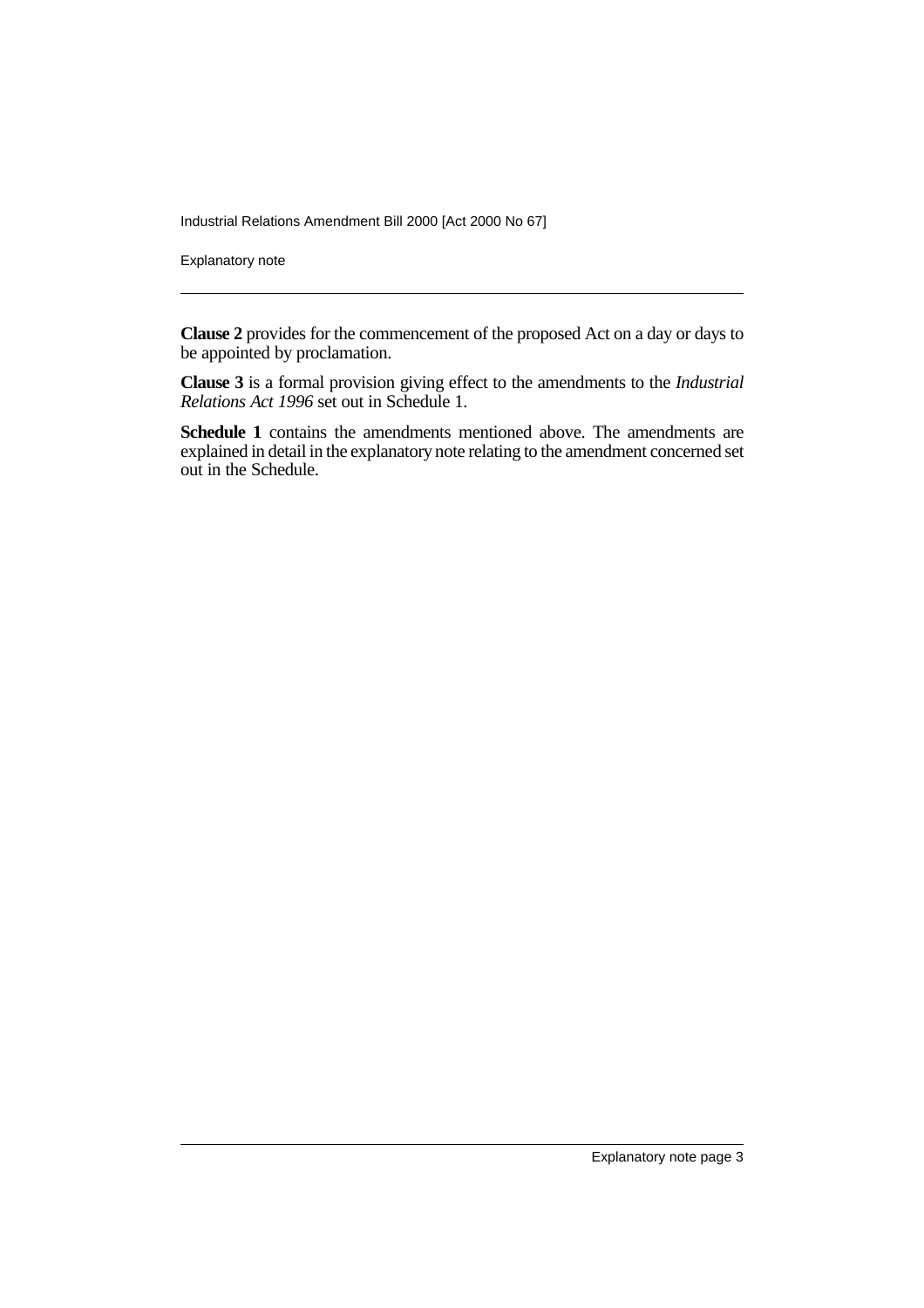**Clause 2** provides for the commencement of the proposed Act on a day or days to be appointed by proclamation.

**Clause 3** is a formal provision giving effect to the amendments to the *Industrial Relations Act 1996* set out in Schedule 1.

**Schedule 1** contains the amendments mentioned above. The amendments are explained in detail in the explanatory note relating to the amendment concerned set out in the Schedule.